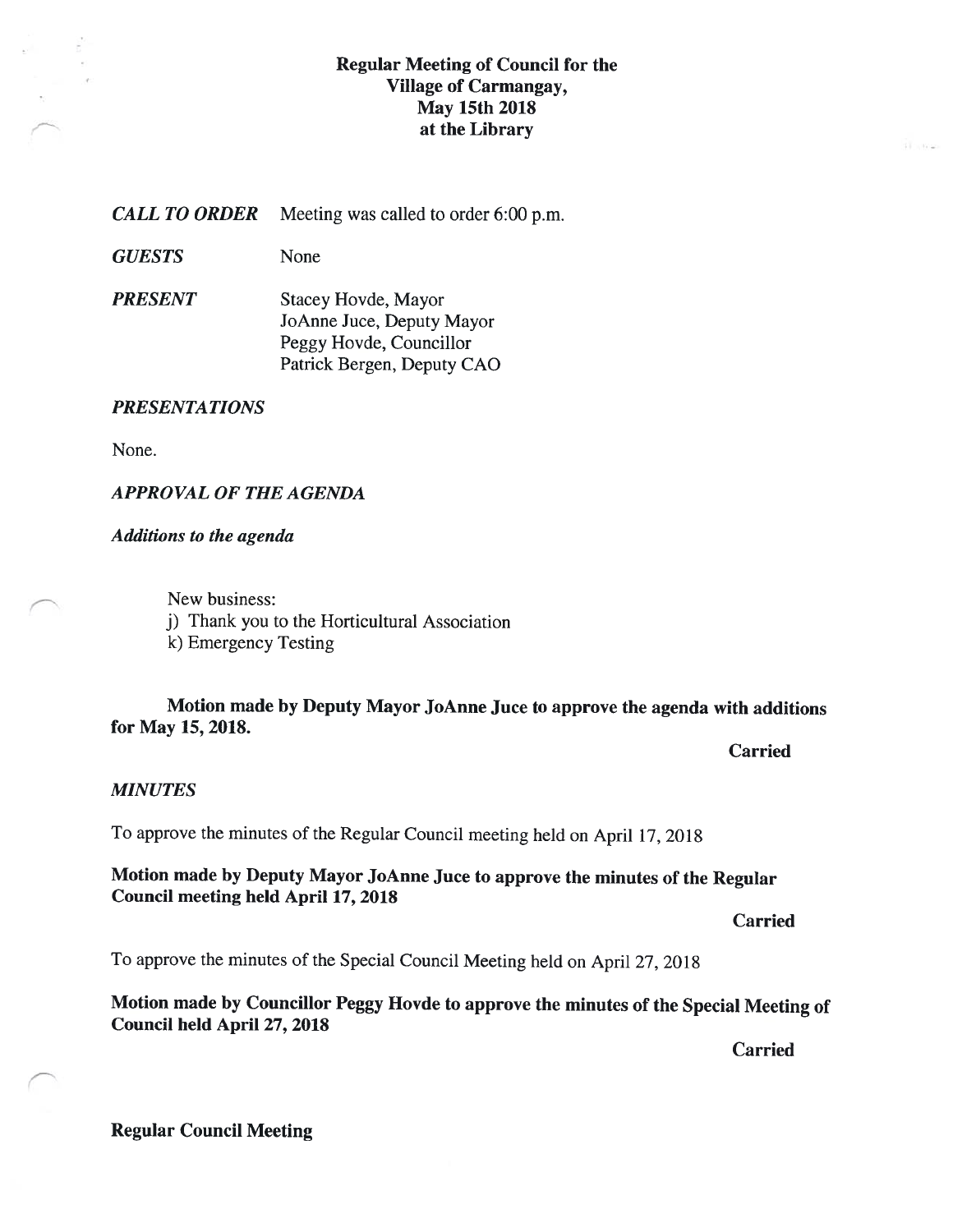# Regular Meeting of Council for the Village of Carmangay, May 15th 2018 at the Library

| | |
|---|---|
| ***CALL TO ORDER*** | Meeting was called to order 6:00 p.m. |
| ***GUESTS*** | None |
| ***PRESENT*** | Stacey Hovde, Mayor<br>JoAnne Juce, Deputy Mayor<br>Peggy Hovde, Councillor<br>Patrick Bergen, Deputy CAO |

***PRESENTATIONS***

None.

***APPROVAL OF THE AGENDA***

***Additions to the agenda***

New business:
j) Thank you to the Horticultural Association
k) Emergency Testing

**Motion made by Deputy Mayor JoAnne Juce to approve the agenda with additions for May 15, 2018.**

**Carried**

***MINUTES***

To approve the minutes of the Regular Council meeting held on April 17, 2018

**Motion made by Deputy Mayor JoAnne Juce to approve the minutes of the Regular Council meeting held April 17, 2018**

**Carried**

To approve the minutes of the Special Council Meeting held on April 27, 2018

**Motion made by Councillor Peggy Hovde to approve the minutes of the Special Meeting of Council held April 27, 2018**

**Carried**

**Regular Council Meeting**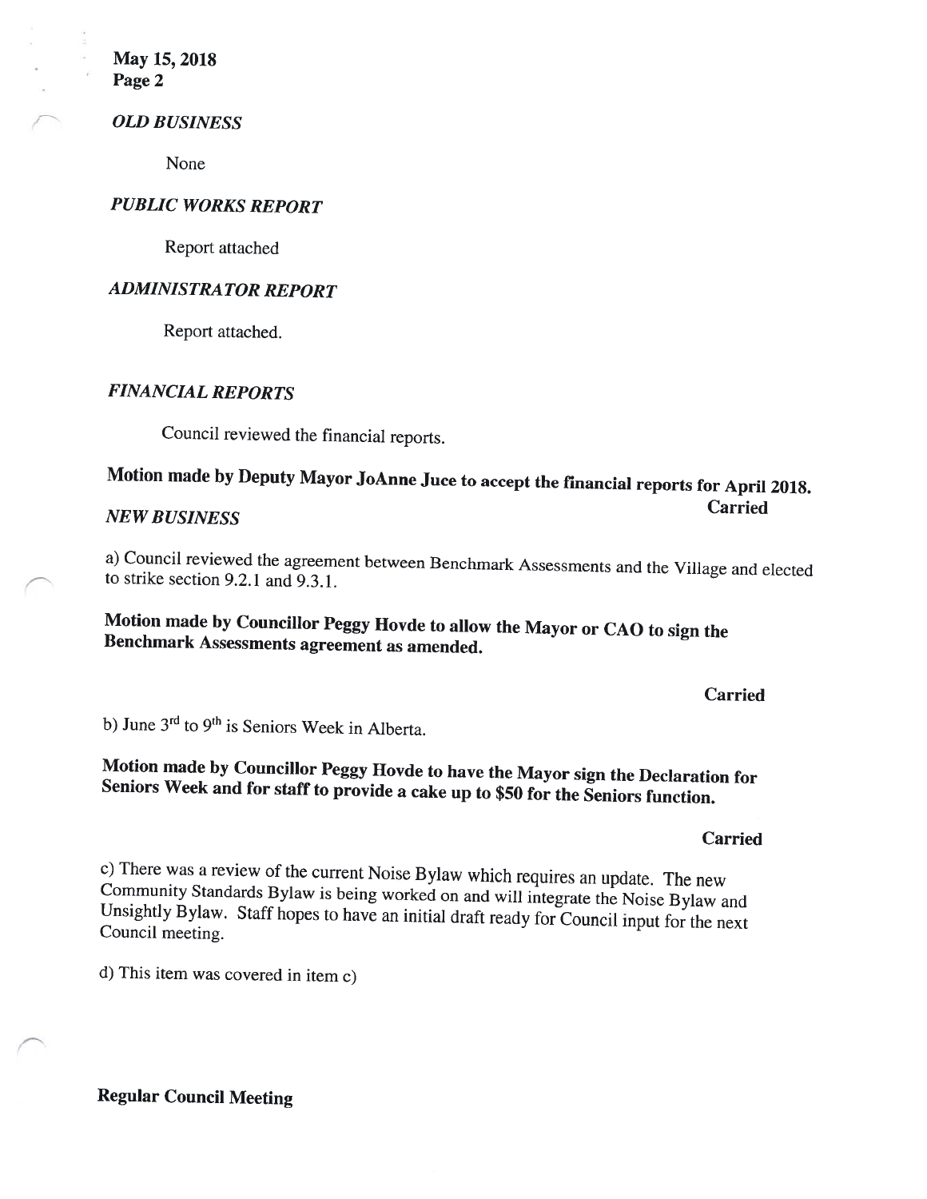### *OLD BUSINESS*

None

### *PUBLIC WORKS REPORT*

Report attached

### *ADMINISTRATOR REPORT*

Report attached.

### *FINANCIAL REPORTS*

Council reviewed the financial reports.

**Motion made by Deputy Mayor JoAnne Juce to accept the financial reports for April 2018.**

**Carried**

### *NEW BUSINESS*

a) Council reviewed the agreement between Benchmark Assessments and the Village and elected to strike section 9.2.1 and 9.3.1.

**Motion made by Councillor Peggy Hovde to allow the Mayor or CAO to sign the Benchmark Assessments agreement as amended.**

**Carried**

b) June 3rd to 9th is Seniors Week in Alberta.

**Motion made by Councillor Peggy Hovde to have the Mayor sign the Declaration for Seniors Week and for staff to provide a cake up to $50 for the Seniors function.**

**Carried**

c) There was a review of the current Noise Bylaw which requires an update. The new Community Standards Bylaw is being worked on and will integrate the Noise Bylaw and Unsightly Bylaw. Staff hopes to have an initial draft ready for Council input for the next Council meeting.

d) This item was covered in item c)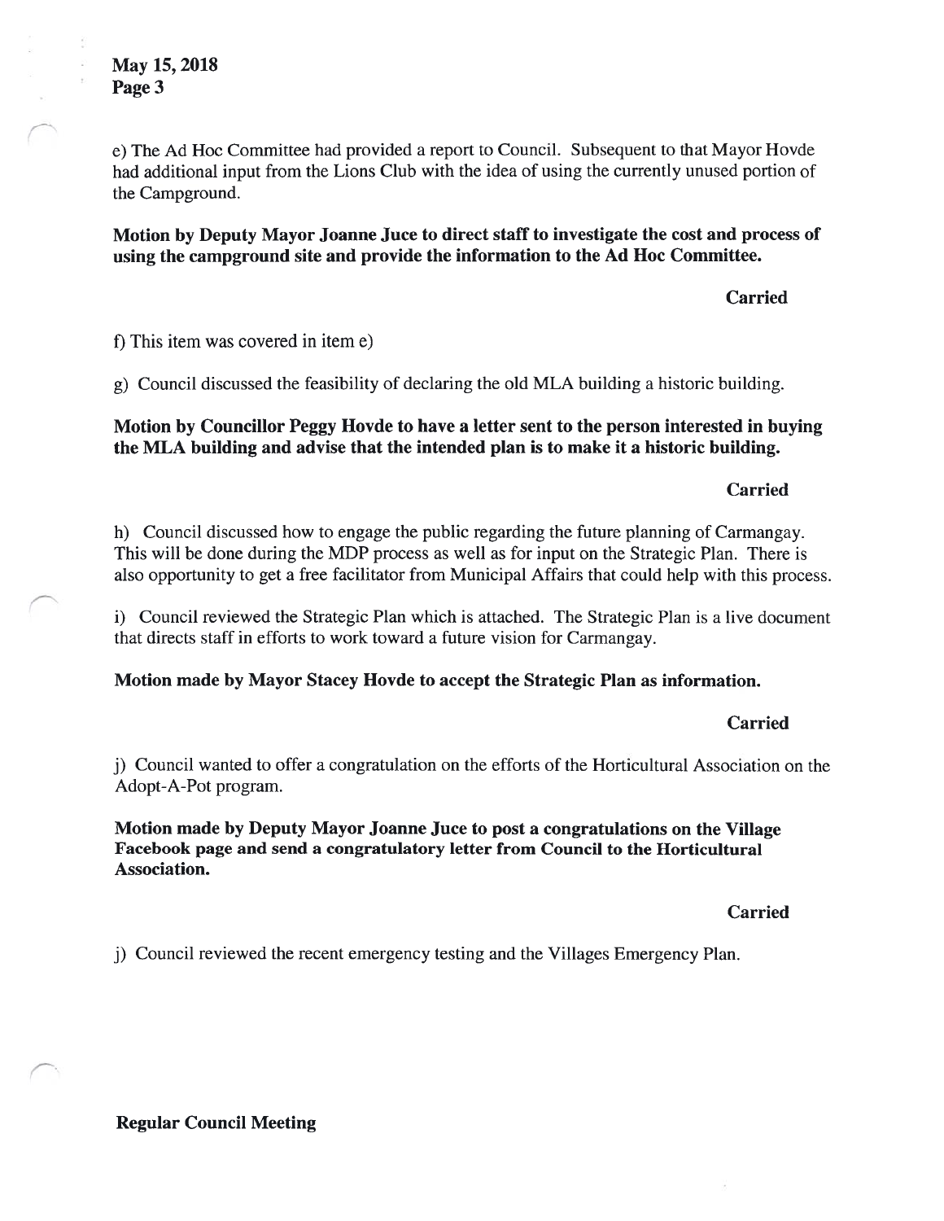e) The Ad Hoc Committee had provided a report to Council. Subsequent to that Mayor Hovde had additional input from the Lions Club with the idea of using the currently unused portion of the Campground.

**Motion by Deputy Mayor Joanne Juce to direct staff to investigate the cost and process of using the campground site and provide the information to the Ad Hoc Committee.**

**Carried**

f) This item was covered in item e)

g) Council discussed the feasibility of declaring the old MLA building a historic building.

**Motion by Councillor Peggy Hovde to have a letter sent to the person interested in buying the MLA building and advise that the intended plan is to make it a historic building.**

**Carried**

h) Council discussed how to engage the public regarding the future planning of Carmangay. This will be done during the MDP process as well as for input on the Strategic Plan. There is also opportunity to get a free facilitator from Municipal Affairs that could help with this process.

i) Council reviewed the Strategic Plan which is attached. The Strategic Plan is a live document that directs staff in efforts to work toward a future vision for Carmangay.

**Motion made by Mayor Stacey Hovde to accept the Strategic Plan as information.**

**Carried**

j) Council wanted to offer a congratulation on the efforts of the Horticultural Association on the Adopt-A-Pot program.

**Motion made by Deputy Mayor Joanne Juce to post a congratulations on the Village Facebook page and send a congratulatory letter from Council to the Horticultural Association.**

**Carried**

j) Council reviewed the recent emergency testing and the Villages Emergency Plan.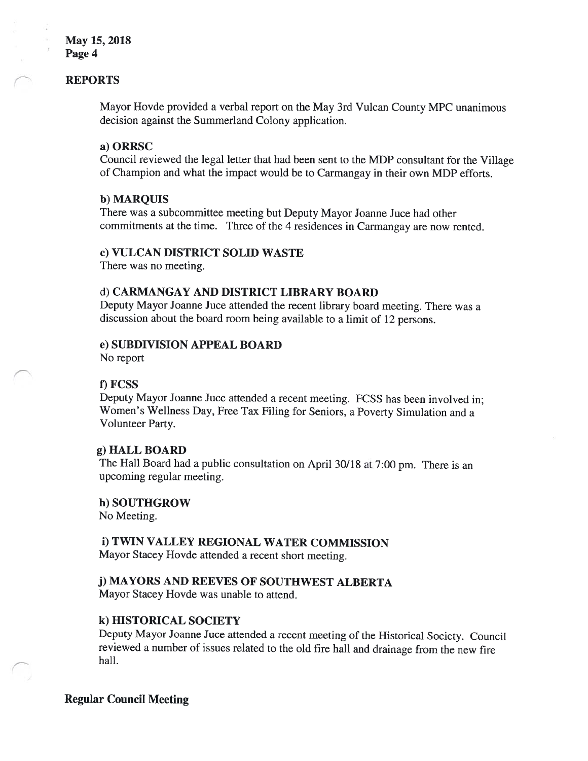## REPORTS

Mayor Hovde provided a verbal report on the May 3rd Vulcan County MPC unanimous decision against the Summerland Colony application.

### a) ORRSC

Council reviewed the legal letter that had been sent to the MDP consultant for the Village of Champion and what the impact would be to Carmangay in their own MDP efforts.

### b) MARQUIS

There was a subcommittee meeting but Deputy Mayor Joanne Juce had other commitments at the time. Three of the 4 residences in Carmangay are now rented.

### c) VULCAN DISTRICT SOLID WASTE

There was no meeting.

### d) CARMANGAY AND DISTRICT LIBRARY BOARD

Deputy Mayor Joanne Juce attended the recent library board meeting. There was a discussion about the board room being available to a limit of 12 persons.

### e) SUBDIVISION APPEAL BOARD

No report

### f) FCSS

Deputy Mayor Joanne Juce attended a recent meeting. FCSS has been involved in; Women's Wellness Day, Free Tax Filing for Seniors, a Poverty Simulation and a Volunteer Party.

### g) HALL BOARD

The Hall Board had a public consultation on April 30/18 at 7:00 pm. There is an upcoming regular meeting.

### h) SOUTHGROW

No Meeting.

### i) TWIN VALLEY REGIONAL WATER COMMISSION

Mayor Stacey Hovde attended a recent short meeting.

### j) MAYORS AND REEVES OF SOUTHWEST ALBERTA

Mayor Stacey Hovde was unable to attend.

### k) HISTORICAL SOCIETY

Deputy Mayor Joanne Juce attended a recent meeting of the Historical Society. Council reviewed a number of issues related to the old fire hall and drainage from the new fire hall.

**Regular Council Meeting**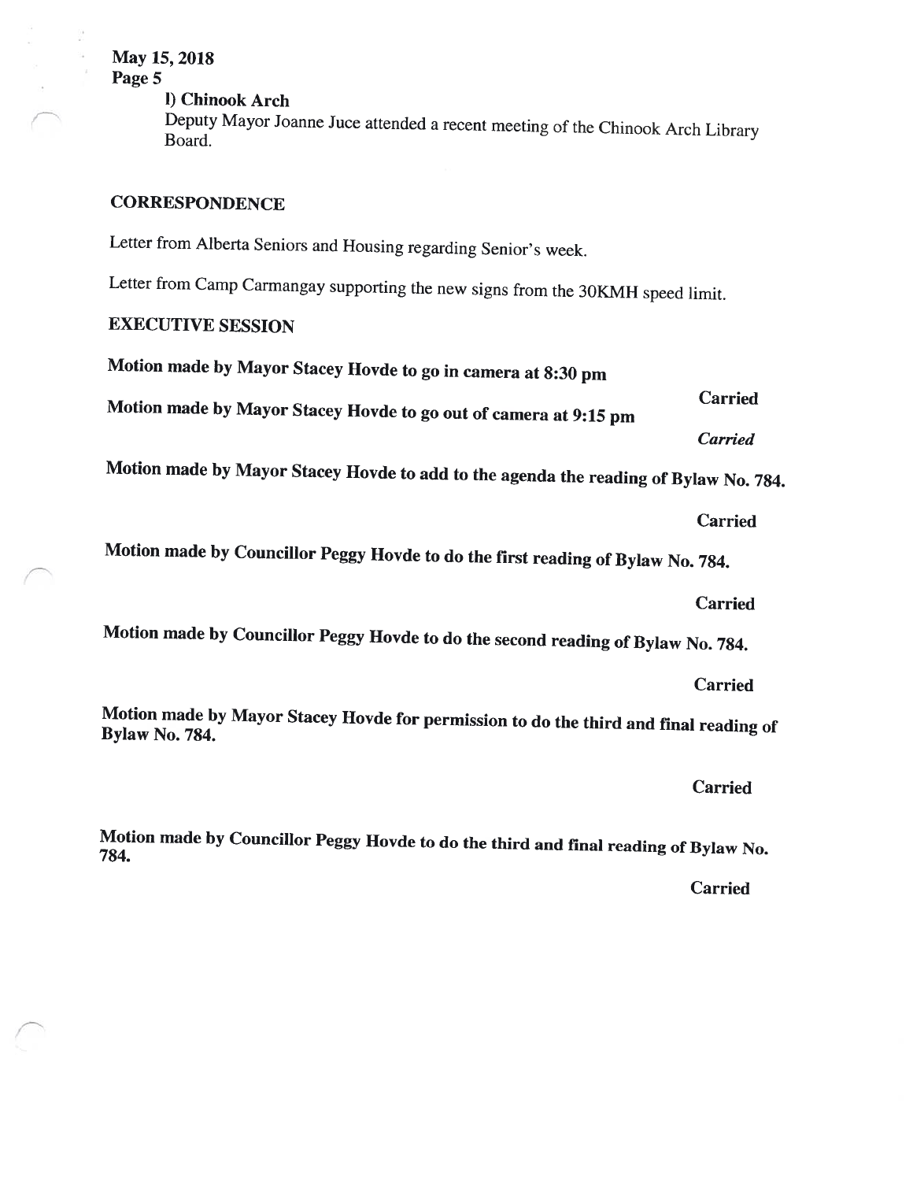**l) Chinook Arch**

Deputy Mayor Joanne Juce attended a recent meeting of the Chinook Arch Library Board.

**CORRESPONDENCE**

Letter from Alberta Seniors and Housing regarding Senior's week.

Letter from Camp Carmangay supporting the new signs from the 30KMH speed limit.

**EXECUTIVE SESSION**

**Motion made by Mayor Stacey Hovde to go in camera at 8:30 pm**

**Carried**

**Motion made by Mayor Stacey Hovde to go out of camera at 9:15 pm**

***Carried***

**Motion made by Mayor Stacey Hovde to add to the agenda the reading of Bylaw No. 784.**

**Carried**

**Motion made by Councillor Peggy Hovde to do the first reading of Bylaw No. 784.**

**Carried**

**Motion made by Councillor Peggy Hovde to do the second reading of Bylaw No. 784.**

**Carried**

**Motion made by Mayor Stacey Hovde for permission to do the third and final reading of Bylaw No. 784.**

**Carried**

**Motion made by Councillor Peggy Hovde to do the third and final reading of Bylaw No. 784.**

**Carried**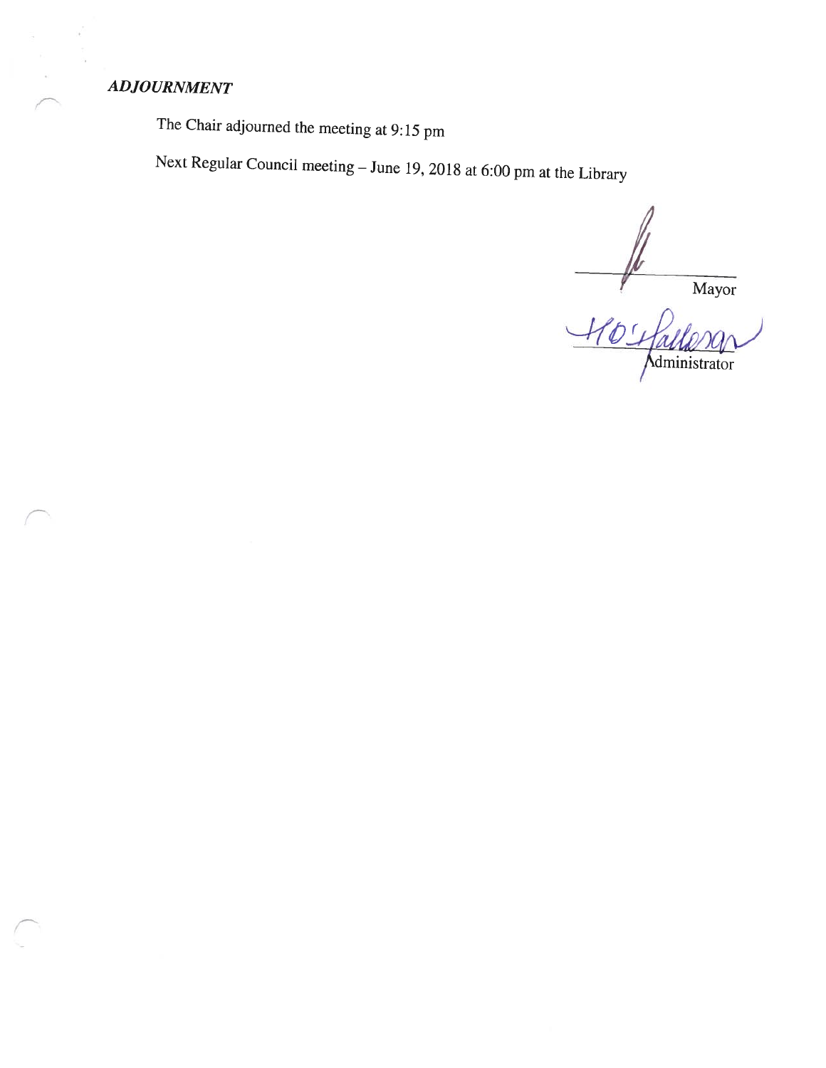***ADJOURNMENT***

The Chair adjourned the meeting at 9:15 pm

Next Regular Council meeting – June 19, 2018 at 6:00 pm at the Library

Mayor

Administrator